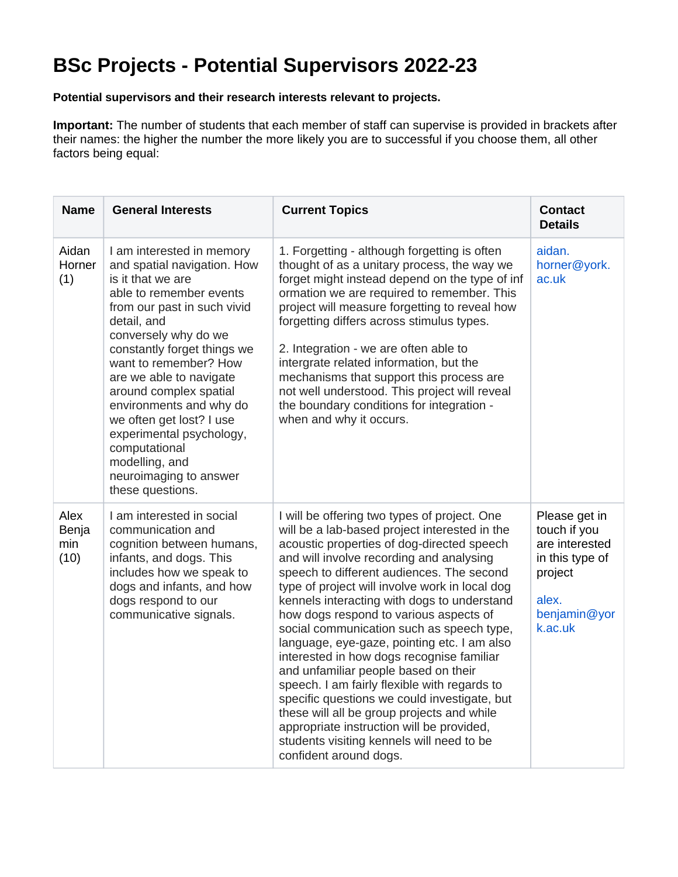# BSc Projects - Potential Supervisors 2022-23

**Potential supervisors and their research interests relevant to projects.**

**Important:** The number of students that each member of staff can supervise is provided in brackets after their names: the higher the number the more likely you are to successful if you choose them, all other factors being equal:

| Name | General Interests | Current Topics | Contact Details |
|---|---|---|---|
| Aidan Horner (1) | I am interested in memory and spatial navigation. How is it that we are able to remember events from our past in such vivid detail, and conversely why do we constantly forget things we want to remember? How are we able to navigate around complex spatial environments and why do we often get lost? I use experimental psychology, computational modelling, and neuroimaging to answer these questions. | 1. Forgetting - although forgetting is often thought of as a unitary process, the way we forget might instead depend on the type of information we are required to remember. This project will measure forgetting to reveal how forgetting differs across stimulus types.<br><br>2. Integration - we are often able to intergrate related information, but the mechanisms that support this process are not well understood. This project will reveal the boundary conditions for integration - when and why it occurs. | aidan.horner@york.ac.uk |
| Alex Benjamin (10) | I am interested in social communication and cognition between humans, infants, and dogs. This includes how we speak to dogs and infants, and how dogs respond to our communicative signals. | I will be offering two types of project. One will be a lab-based project interested in the acoustic properties of dog-directed speech and will involve recording and analysing speech to different audiences. The second type of project will involve work in local dog kennels interacting with dogs to understand how dogs respond to various aspects of social communication such as speech type, language, eye-gaze, pointing etc. I am also interested in how dogs recognise familiar and unfamiliar people based on their speech. I am fairly flexible with regards to specific questions we could investigate, but these will all be group projects and while appropriate instruction will be provided, students visiting kennels will need to be confident around dogs. | Please get in touch if you are interested in this type of project<br><br>alex.benjamin@york.ac.uk |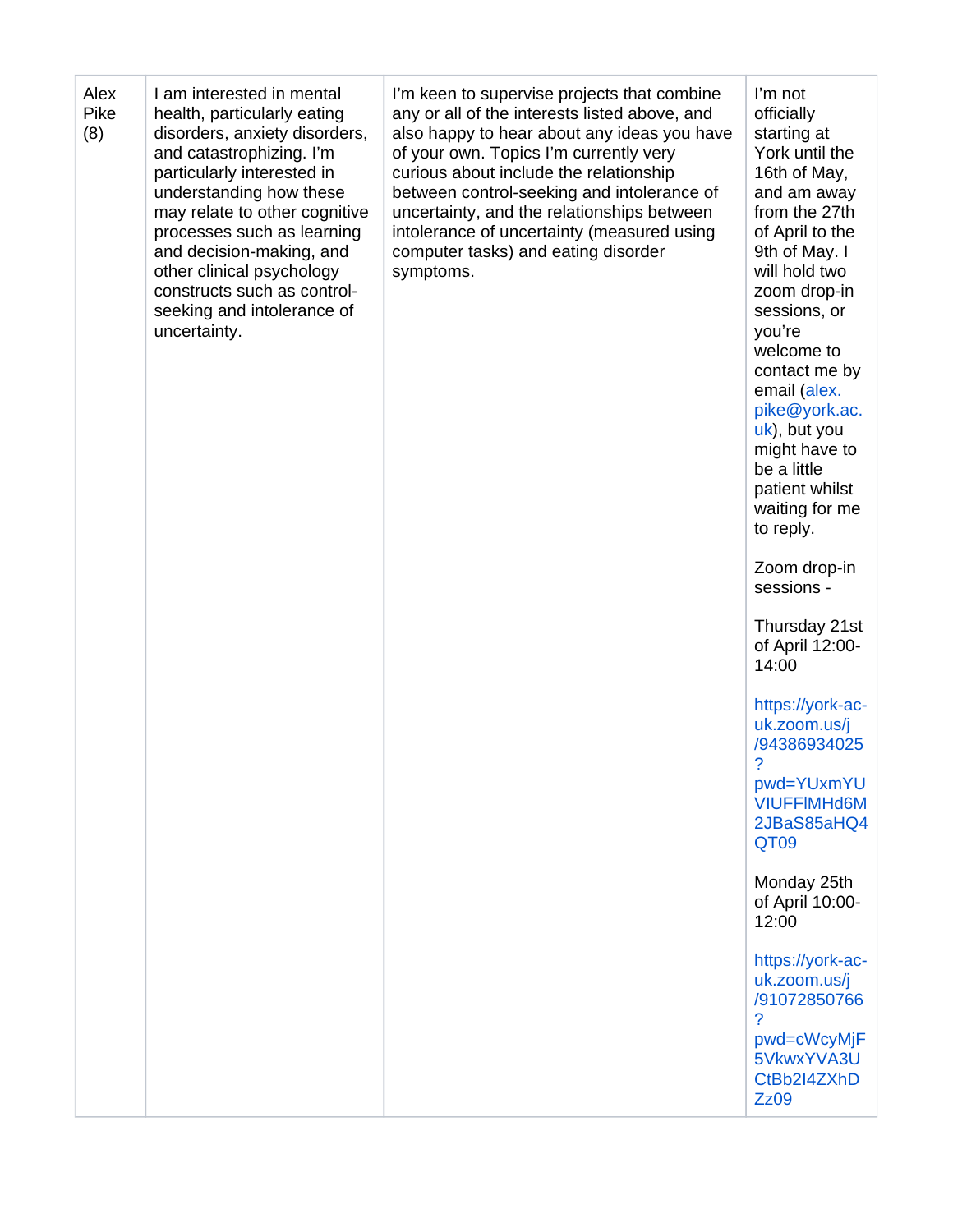| | | | |
|---|---|---|---|
| Alex Pike (8) | I am interested in mental health, particularly eating disorders, anxiety disorders, and catastrophizing. I'm particularly interested in understanding how these may relate to other cognitive processes such as learning and decision-making, and other clinical psychology constructs such as control-seeking and intolerance of uncertainty. | I'm keen to supervise projects that combine any or all of the interests listed above, and also happy to hear about any ideas you have of your own. Topics I'm currently very curious about include the relationship between control-seeking and intolerance of uncertainty, and the relationships between intolerance of uncertainty (measured using computer tasks) and eating disorder symptoms. | I'm not officially starting at York until the 16th of May, and am away from the 27th of April to the 9th of May. I will hold two zoom drop-in sessions, or you're welcome to contact me by email (alex.pike@york.ac.uk), but you might have to be a little patient whilst waiting for me to reply.<br><br>Zoom drop-in sessions -<br><br>Thursday 21st of April 12:00-14:00<br><br>https://york-ac-uk.zoom.us/j/94386934025?pwd=YUxmYUVIUFFlMHd6M2JBaS85aHQ4QT09<br><br>Monday 25th of April 10:00-12:00<br><br>https://york-ac-uk.zoom.us/j/91072850766?pwd=cWcyMjF5VkwxYVA3UCtBb2I4ZXhDZz09 |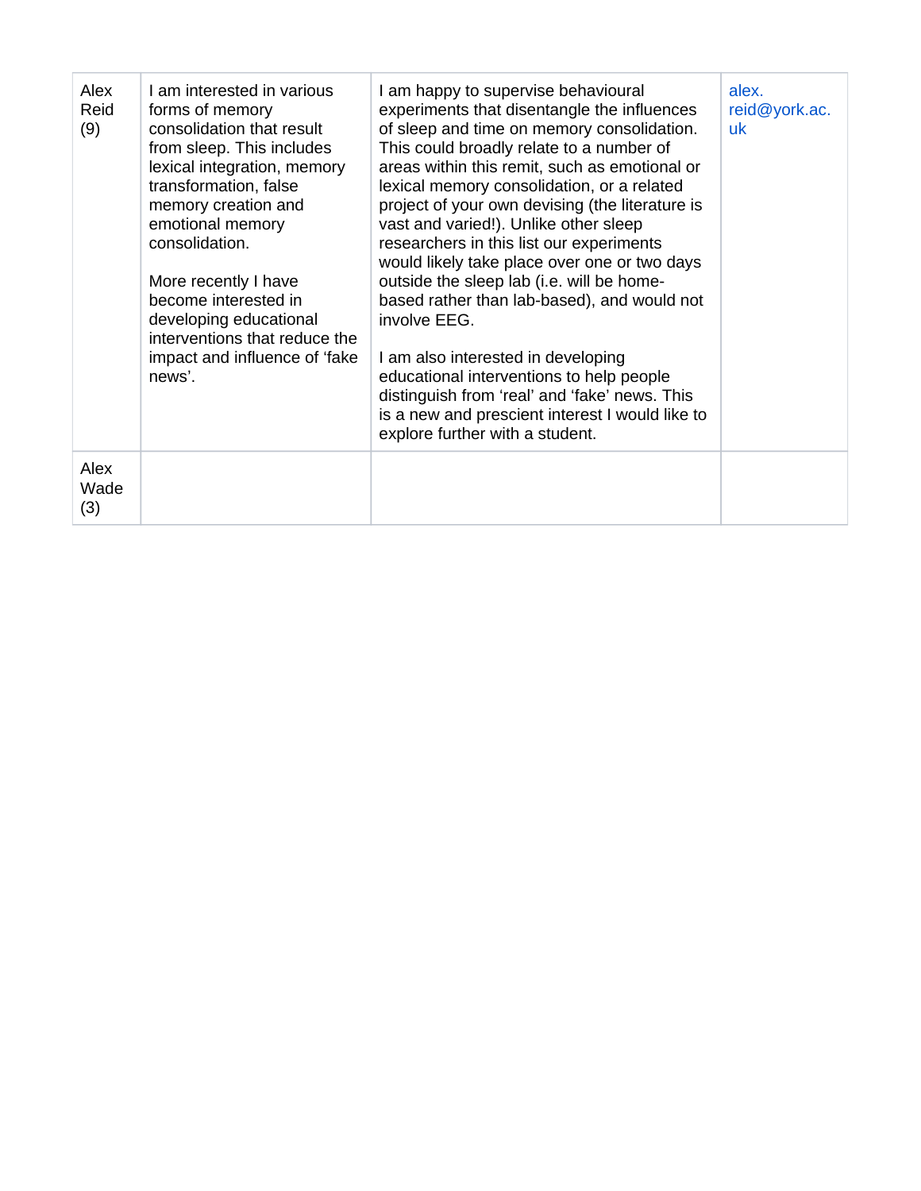| Alex Reid (9) | I am interested in various forms of memory consolidation that result from sleep. This includes lexical integration, memory transformation, false memory creation and emotional memory consolidation.<br><br>More recently I have become interested in developing educational interventions that reduce the impact and influence of 'fake news'. | I am happy to supervise behavioural experiments that disentangle the influences of sleep and time on memory consolidation. This could broadly relate to a number of areas within this remit, such as emotional or lexical memory consolidation, or a related project of your own devising (the literature is vast and varied!). Unlike other sleep researchers in this list our experiments would likely take place over one or two days outside the sleep lab (i.e. will be home-based rather than lab-based), and would not involve EEG.<br><br>I am also interested in developing educational interventions to help people distinguish from 'real' and 'fake' news. This is a new and prescient interest I would like to explore further with a student. | alex.reid@york.ac.uk |
|---|---|---|---|
| Alex Wade (3) | | | |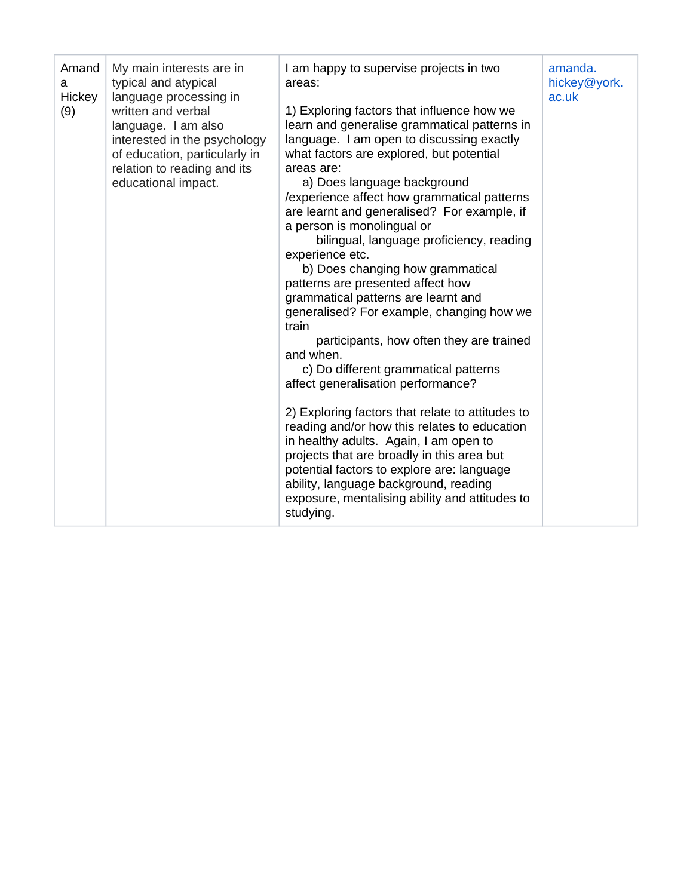| Amanda Hickey (9) | My main interests are in typical and atypical language processing in written and verbal language. I am also interested in the psychology of education, particularly in relation to reading and its educational impact. | I am happy to supervise projects in two areas:<br><br>1) Exploring factors that influence how we learn and generalise grammatical patterns in language. I am open to discussing exactly what factors are explored, but potential areas are:<br>a) Does language background /experience affect how grammatical patterns are learnt and generalised? For example, if a person is monolingual or bilingual, language proficiency, reading experience etc.<br>b) Does changing how grammatical patterns are presented affect how grammatical patterns are learnt and generalised? For example, changing how we train participants, how often they are trained and when.<br>c) Do different grammatical patterns affect generalisation performance?<br><br>2) Exploring factors that relate to attitudes to reading and/or how this relates to education in healthy adults. Again, I am open to projects that are broadly in this area but potential factors to explore are: language ability, language background, reading exposure, mentalising ability and attitudes to studying. | amanda.hickey@york.ac.uk |
|---|---|---|---|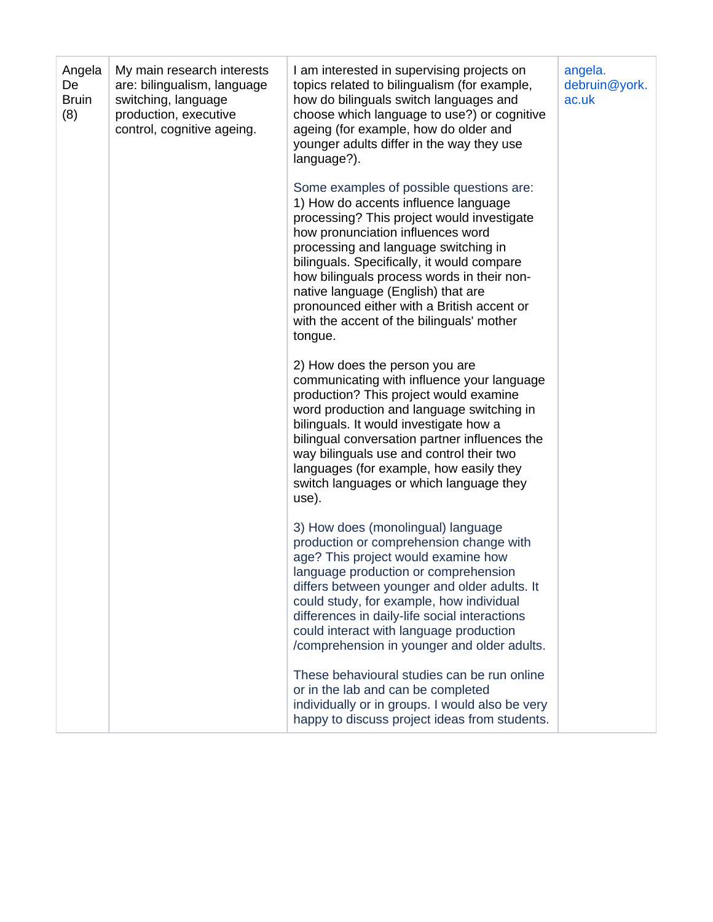| | | | |
|---|---|---|---|
| Angela De Bruin (8) | My main research interests are: bilingualism, language switching, language production, executive control, cognitive ageing. | I am interested in supervising projects on topics related to bilingualism (for example, how do bilinguals switch languages and choose which language to use?) or cognitive ageing (for example, how do older and younger adults differ in the way they use language?).<br><br>Some examples of possible questions are:<br>1) How do accents influence language processing? This project would investigate how pronunciation influences word processing and language switching in bilinguals. Specifically, it would compare how bilinguals process words in their non-native language (English) that are pronounced either with a British accent or with the accent of the bilinguals' mother tongue.<br><br>2) How does the person you are communicating with influence your language production? This project would examine word production and language switching in bilinguals. It would investigate how a bilingual conversation partner influences the way bilinguals use and control their two languages (for example, how easily they switch languages or which language they use).<br><br>3) How does (monolingual) language production or comprehension change with age? This project would examine how language production or comprehension differs between younger and older adults. It could study, for example, how individual differences in daily-life social interactions could interact with language production /comprehension in younger and older adults.<br><br>These behavioural studies can be run online or in the lab and can be completed individually or in groups. I would also be very happy to discuss project ideas from students. | angela.debruin@york.ac.uk |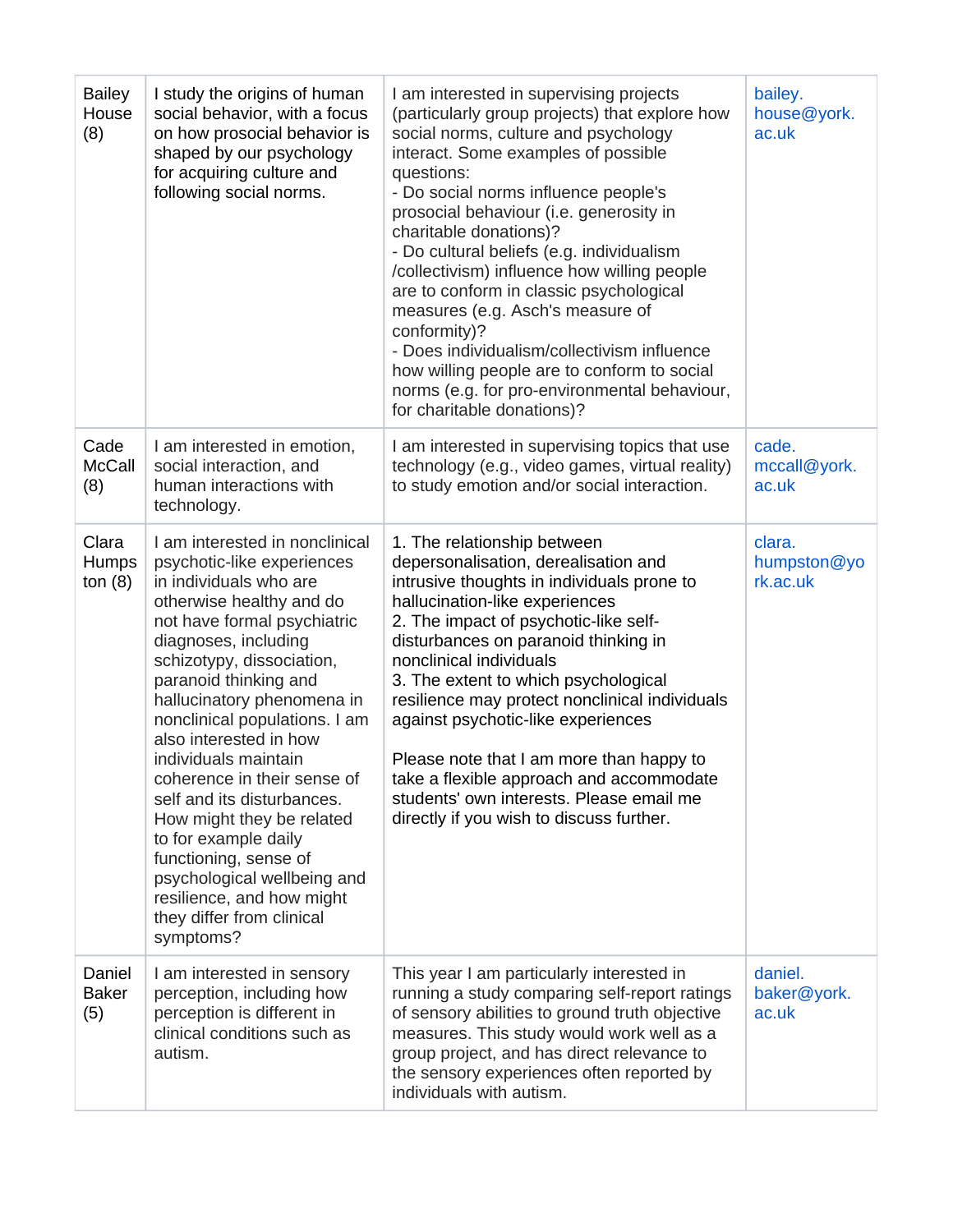| | | | |
|---|---|---|---|
| Bailey House (8) | I study the origins of human social behavior, with a focus on how prosocial behavior is shaped by our psychology for acquiring culture and following social norms. | I am interested in supervising projects (particularly group projects) that explore how social norms, culture and psychology interact. Some examples of possible questions:<br>- Do social norms influence people's prosocial behaviour (i.e. generosity in charitable donations)?<br>- Do cultural beliefs (e.g. individualism /collectivism) influence how willing people are to conform in classic psychological measures (e.g. Asch's measure of conformity)?<br>- Does individualism/collectivism influence how willing people are to conform to social norms (e.g. for pro-environmental behaviour, for charitable donations)? | bailey.house@york.ac.uk |
| Cade McCall (8) | I am interested in emotion, social interaction, and human interactions with technology. | I am interested in supervising topics that use technology (e.g., video games, virtual reality) to study emotion and/or social interaction. | cade.mccall@york.ac.uk |
| Clara Humpston (8) | I am interested in nonclinical psychotic-like experiences in individuals who are otherwise healthy and do not have formal psychiatric diagnoses, including schizotypy, dissociation, paranoid thinking and hallucinatory phenomena in nonclinical populations. I am also interested in how individuals maintain coherence in their sense of self and its disturbances. How might they be related to for example daily functioning, sense of psychological wellbeing and resilience, and how might they differ from clinical symptoms? | 1. The relationship between depersonalisation, derealisation and intrusive thoughts in individuals prone to hallucination-like experiences<br>2. The impact of psychotic-like self-disturbances on paranoid thinking in nonclinical individuals<br>3. The extent to which psychological resilience may protect nonclinical individuals against psychotic-like experiences<br><br>Please note that I am more than happy to take a flexible approach and accommodate students' own interests. Please email me directly if you wish to discuss further. | clara.humpston@york.ac.uk |
| Daniel Baker (5) | I am interested in sensory perception, including how perception is different in clinical conditions such as autism. | This year I am particularly interested in running a study comparing self-report ratings of sensory abilities to ground truth objective measures. This study would work well as a group project, and has direct relevance to the sensory experiences often reported by individuals with autism. | daniel.baker@york.ac.uk |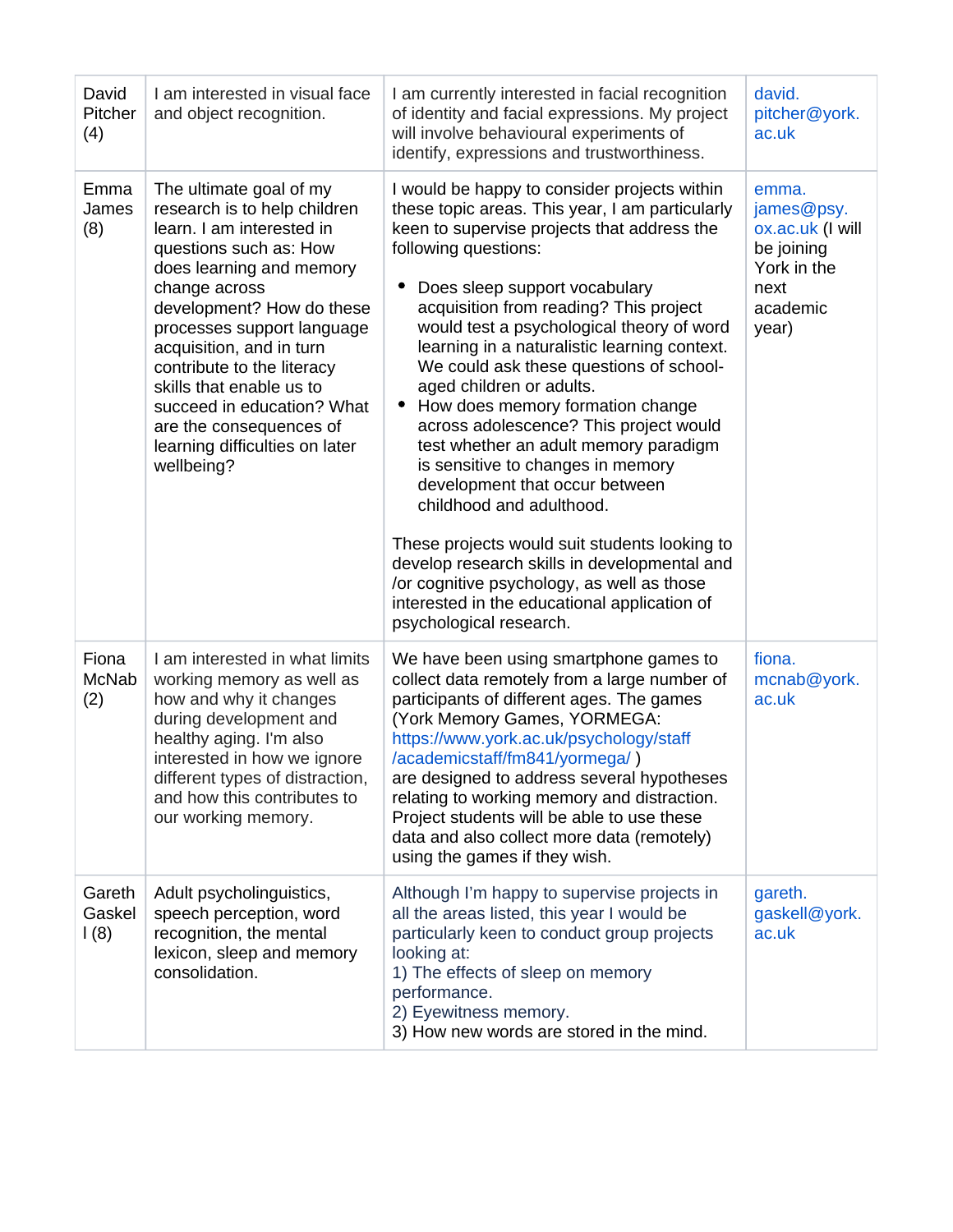| | | | |
|---|---|---|---|
| David Pitcher (4) | I am interested in visual face and object recognition. | I am currently interested in facial recognition of identity and facial expressions. My project will involve behavioural experiments of identify, expressions and trustworthiness. | david.pitcher@york.ac.uk |
| Emma James (8) | The ultimate goal of my research is to help children learn. I am interested in questions such as: How does learning and memory change across development? How do these processes support language acquisition, and in turn contribute to the literacy skills that enable us to succeed in education? What are the consequences of learning difficulties on later wellbeing? | I would be happy to consider projects within these topic areas. This year, I am particularly keen to supervise projects that address the following questions:<br><br>• Does sleep support vocabulary acquisition from reading? This project would test a psychological theory of word learning in a naturalistic learning context. We could ask these questions of school-aged children or adults.<br>• How does memory formation change across adolescence? This project would test whether an adult memory paradigm is sensitive to changes in memory development that occur between childhood and adulthood.<br><br>These projects would suit students looking to develop research skills in developmental and /or cognitive psychology, as well as those interested in the educational application of psychological research. | emma.james@psy.ox.ac.uk (I will be joining York in the next academic year) |
| Fiona McNab (2) | I am interested in what limits working memory as well as how and why it changes during development and healthy aging. I'm also interested in how we ignore different types of distraction, and how this contributes to our working memory. | We have been using smartphone games to collect data remotely from a large number of participants of different ages. The games (York Memory Games, YORMEGA: https://www.york.ac.uk/psychology/staff/academicstaff/fm841/yormega/ ) are designed to address several hypotheses relating to working memory and distraction. Project students will be able to use these data and also collect more data (remotely) using the games if they wish. | fiona.mcnab@york.ac.uk |
| Gareth Gaskell (8) | Adult psycholinguistics, speech perception, word recognition, the mental lexicon, sleep and memory consolidation. | Although I'm happy to supervise projects in all the areas listed, this year I would be particularly keen to conduct group projects looking at:<br>1) The effects of sleep on memory performance.<br>2) Eyewitness memory.<br>3) How new words are stored in the mind. | gareth.gaskell@york.ac.uk |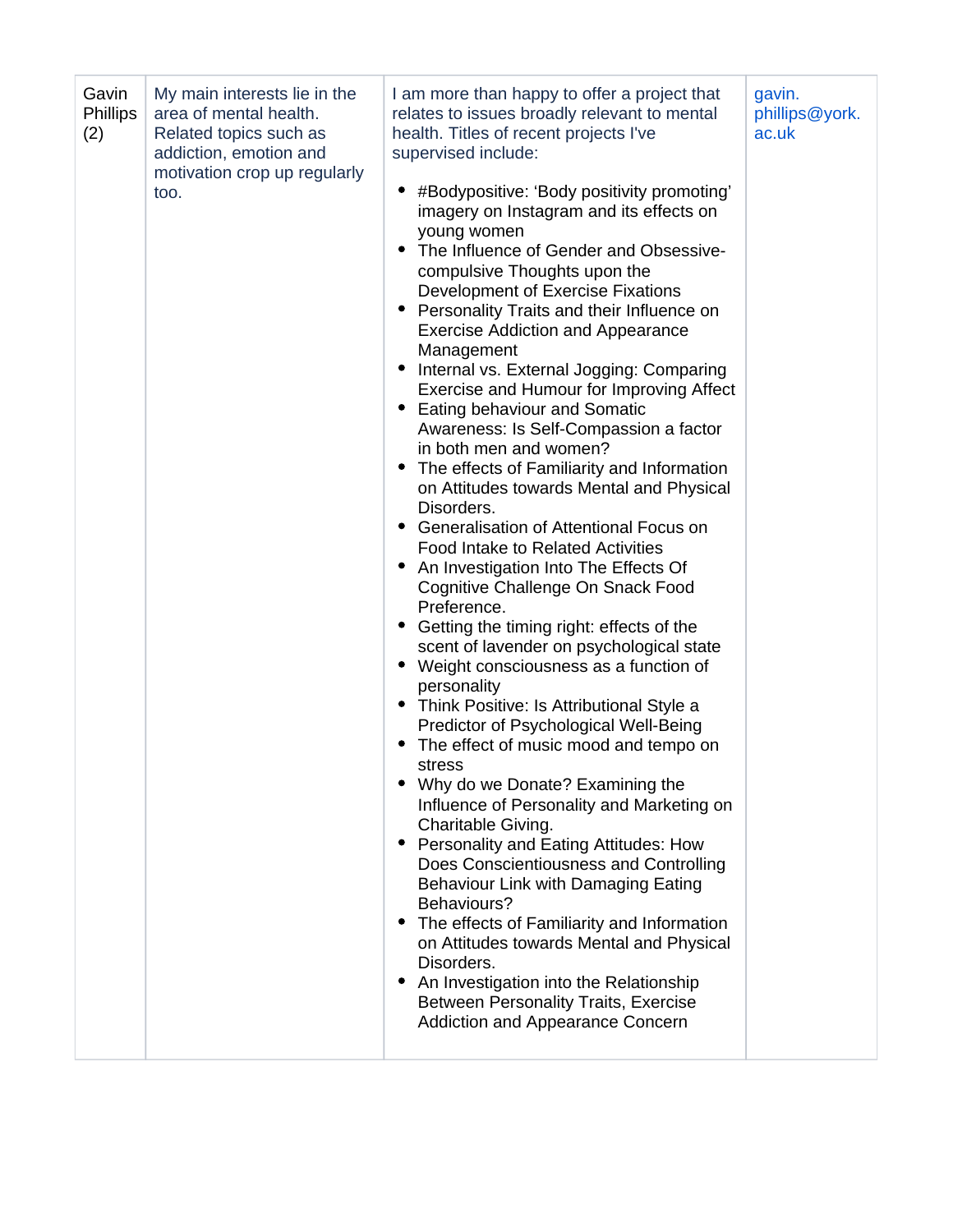| Gavin Phillips (2) | My main interests lie in the area of mental health. Related topics such as addiction, emotion and motivation crop up regularly too. | I am more than happy to offer a project that relates to issues broadly relevant to mental health. Titles of recent projects I've supervised include:<br><br>• #Bodypositive: 'Body positivity promoting' imagery on Instagram and its effects on young women<br>• The Influence of Gender and Obsessive-compulsive Thoughts upon the Development of Exercise Fixations<br>• Personality Traits and their Influence on Exercise Addiction and Appearance Management<br>• Internal vs. External Jogging: Comparing Exercise and Humour for Improving Affect<br>• Eating behaviour and Somatic Awareness: Is Self-Compassion a factor in both men and women?<br>• The effects of Familiarity and Information on Attitudes towards Mental and Physical Disorders.<br>• Generalisation of Attentional Focus on Food Intake to Related Activities<br>• An Investigation Into The Effects Of Cognitive Challenge On Snack Food Preference.<br>• Getting the timing right: effects of the scent of lavender on psychological state<br>• Weight consciousness as a function of personality<br>• Think Positive: Is Attributional Style a Predictor of Psychological Well-Being<br>• The effect of music mood and tempo on stress<br>• Why do we Donate? Examining the Influence of Personality and Marketing on Charitable Giving.<br>• Personality and Eating Attitudes: How Does Conscientiousness and Controlling Behaviour Link with Damaging Eating Behaviours?<br>• The effects of Familiarity and Information on Attitudes towards Mental and Physical Disorders.<br>• An Investigation into the Relationship Between Personality Traits, Exercise Addiction and Appearance Concern | gavin.phillips@york.ac.uk |
|---|---|---|---|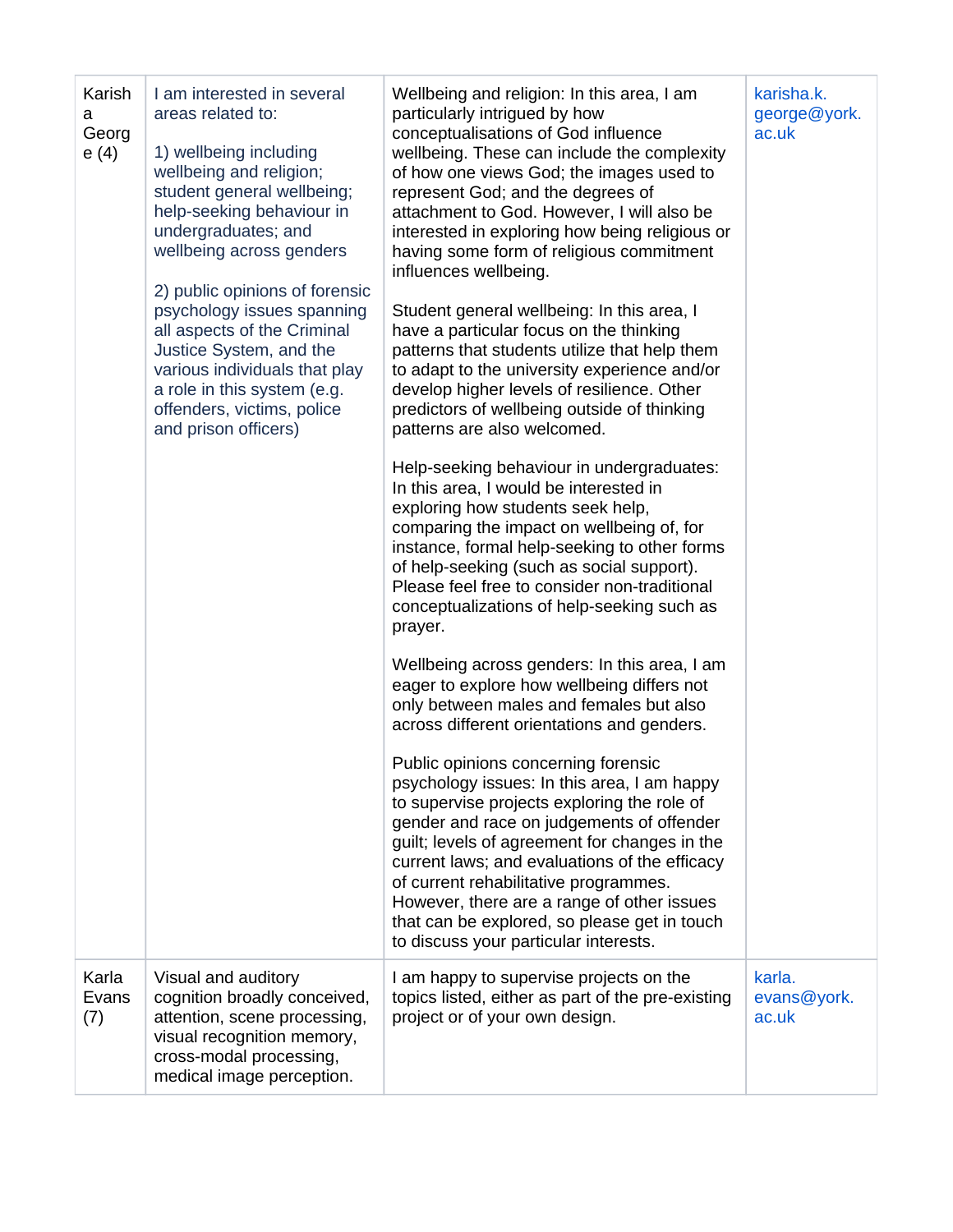| | | | |
|---|---|---|---|
| Karisha George (4) | I am interested in several areas related to:<br><br>1) wellbeing including wellbeing and religion; student general wellbeing; help-seeking behaviour in undergraduates; and wellbeing across genders<br><br>2) public opinions of forensic psychology issues spanning all aspects of the Criminal Justice System, and the various individuals that play a role in this system (e.g. offenders, victims, police and prison officers) | Wellbeing and religion: In this area, I am particularly intrigued by how conceptualisations of God influence wellbeing. These can include the complexity of how one views God; the images used to represent God; and the degrees of attachment to God. However, I will also be interested in exploring how being religious or having some form of religious commitment influences wellbeing.<br><br>Student general wellbeing: In this area, I have a particular focus on the thinking patterns that students utilize that help them to adapt to the university experience and/or develop higher levels of resilience. Other predictors of wellbeing outside of thinking patterns are also welcomed.<br><br>Help-seeking behaviour in undergraduates: In this area, I would be interested in exploring how students seek help, comparing the impact on wellbeing of, for instance, formal help-seeking to other forms of help-seeking (such as social support). Please feel free to consider non-traditional conceptualizations of help-seeking such as prayer.<br><br>Wellbeing across genders: In this area, I am eager to explore how wellbeing differs not only between males and females but also across different orientations and genders.<br><br>Public opinions concerning forensic psychology issues: In this area, I am happy to supervise projects exploring the role of gender and race on judgements of offender guilt; levels of agreement for changes in the current laws; and evaluations of the efficacy of current rehabilitative programmes. However, there are a range of other issues that can be explored, so please get in touch to discuss your particular interests. | karisha.k.george@york.ac.uk |
| Karla Evans (7) | Visual and auditory cognition broadly conceived, attention, scene processing, visual recognition memory, cross-modal processing, medical image perception. | I am happy to supervise projects on the topics listed, either as part of the pre-existing project or of your own design. | karla.evans@york.ac.uk |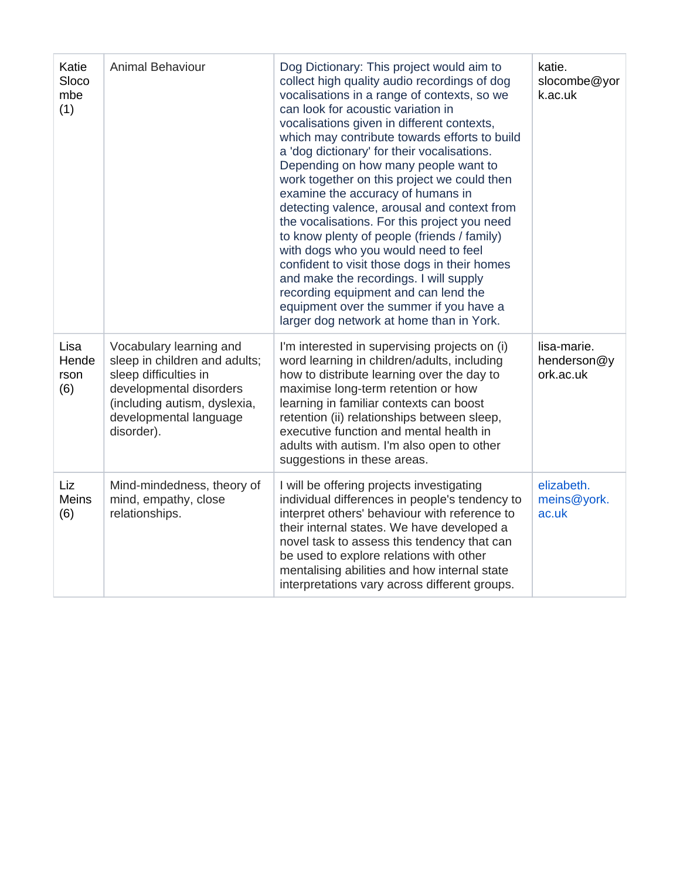| Katie Slocombe (1) | Animal Behaviour | Dog Dictionary: This project would aim to collect high quality audio recordings of dog vocalisations in a range of contexts, so we can look for acoustic variation in vocalisations given in different contexts, which may contribute towards efforts to build a 'dog dictionary' for their vocalisations. Depending on how many people want to work together on this project we could then examine the accuracy of humans in detecting valence, arousal and context from the vocalisations. For this project you need to know plenty of people (friends / family) with dogs who you would need to feel confident to visit those dogs in their homes and make the recordings. I will supply recording equipment and can lend the equipment over the summer if you have a larger dog network at home than in York. | katie.slocombe@york.ac.uk |
|---|---|---|---|
| Lisa Henderson (6) | Vocabulary learning and sleep in children and adults; sleep difficulties in developmental disorders (including autism, dyslexia, developmental language disorder). | I'm interested in supervising projects on (i) word learning in children/adults, including how to distribute learning over the day to maximise long-term retention or how learning in familiar contexts can boost retention (ii) relationships between sleep, executive function and mental health in adults with autism. I'm also open to other suggestions in these areas. | lisa-marie.henderson@york.ac.uk |
| Liz Meins (6) | Mind-mindedness, theory of mind, empathy, close relationships. | I will be offering projects investigating individual differences in people's tendency to interpret others' behaviour with reference to their internal states. We have developed a novel task to assess this tendency that can be used to explore relations with other mentalising abilities and how internal state interpretations vary across different groups. | elizabeth.meins@york.ac.uk |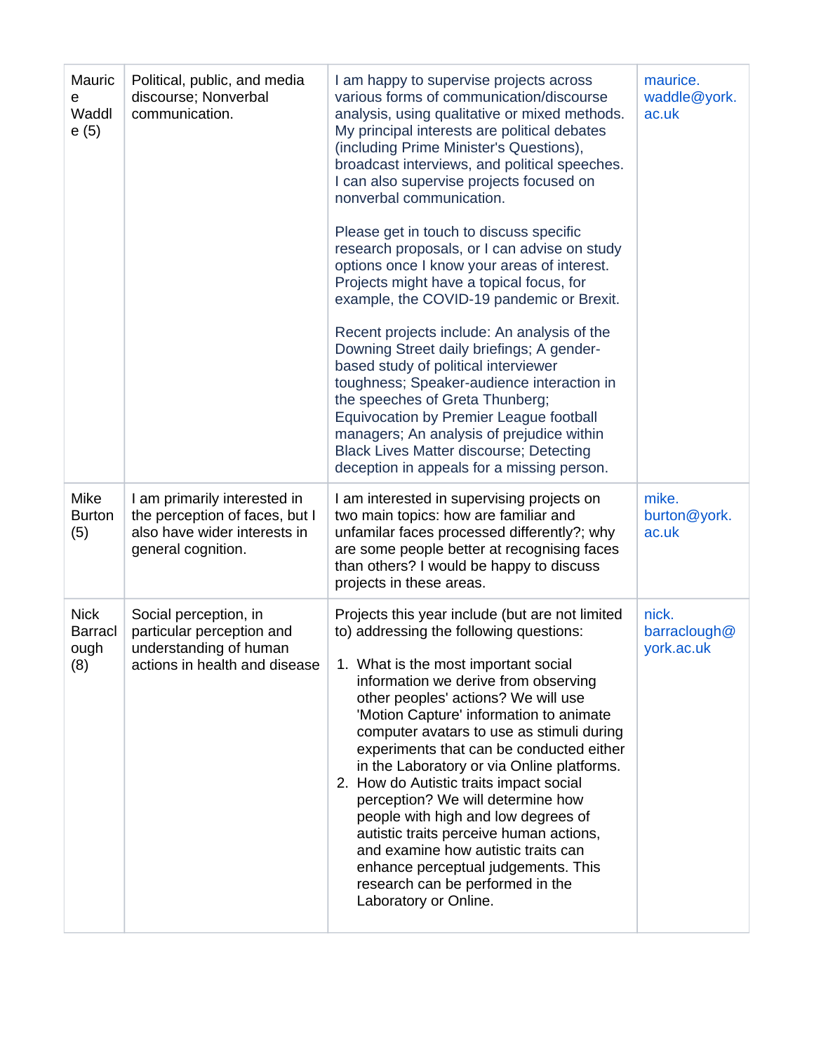| Maurice Waddle (5) | Political, public, and media discourse; Nonverbal communication. | I am happy to supervise projects across various forms of communication/discourse analysis, using qualitative or mixed methods. My principal interests are political debates (including Prime Minister's Questions), broadcast interviews, and political speeches. I can also supervise projects focused on nonverbal communication.<br><br>Please get in touch to discuss specific research proposals, or I can advise on study options once I know your areas of interest. Projects might have a topical focus, for example, the COVID-19 pandemic or Brexit.<br><br>Recent projects include: An analysis of the Downing Street daily briefings; A gender-based study of political interviewer toughness; Speaker-audience interaction in the speeches of Greta Thunberg; Equivocation by Premier League football managers; An analysis of prejudice within Black Lives Matter discourse; Detecting deception in appeals for a missing person. | maurice.waddle@york.ac.uk |
|---|---|---|---|
| Mike Burton (5) | I am primarily interested in the perception of faces, but I also have wider interests in general cognition. | I am interested in supervising projects on two main topics: how are familiar and unfamilar faces processed differently?; why are some people better at recognising faces than others? I would be happy to discuss projects in these areas. | mike.burton@york.ac.uk |
| Nick Barraclough (8) | Social perception, in particular perception and understanding of human actions in health and disease | Projects this year include (but are not limited to) addressing the following questions:<br><br>1. What is the most important social information we derive from observing other peoples' actions? We will use 'Motion Capture' information to animate computer avatars to use as stimuli during experiments that can be conducted either in the Laboratory or via Online platforms.<br>2. How do Autistic traits impact social perception? We will determine how people with high and low degrees of autistic traits perceive human actions, and examine how autistic traits can enhance perceptual judgements. This research can be performed in the Laboratory or Online. | nick.barraclough@york.ac.uk |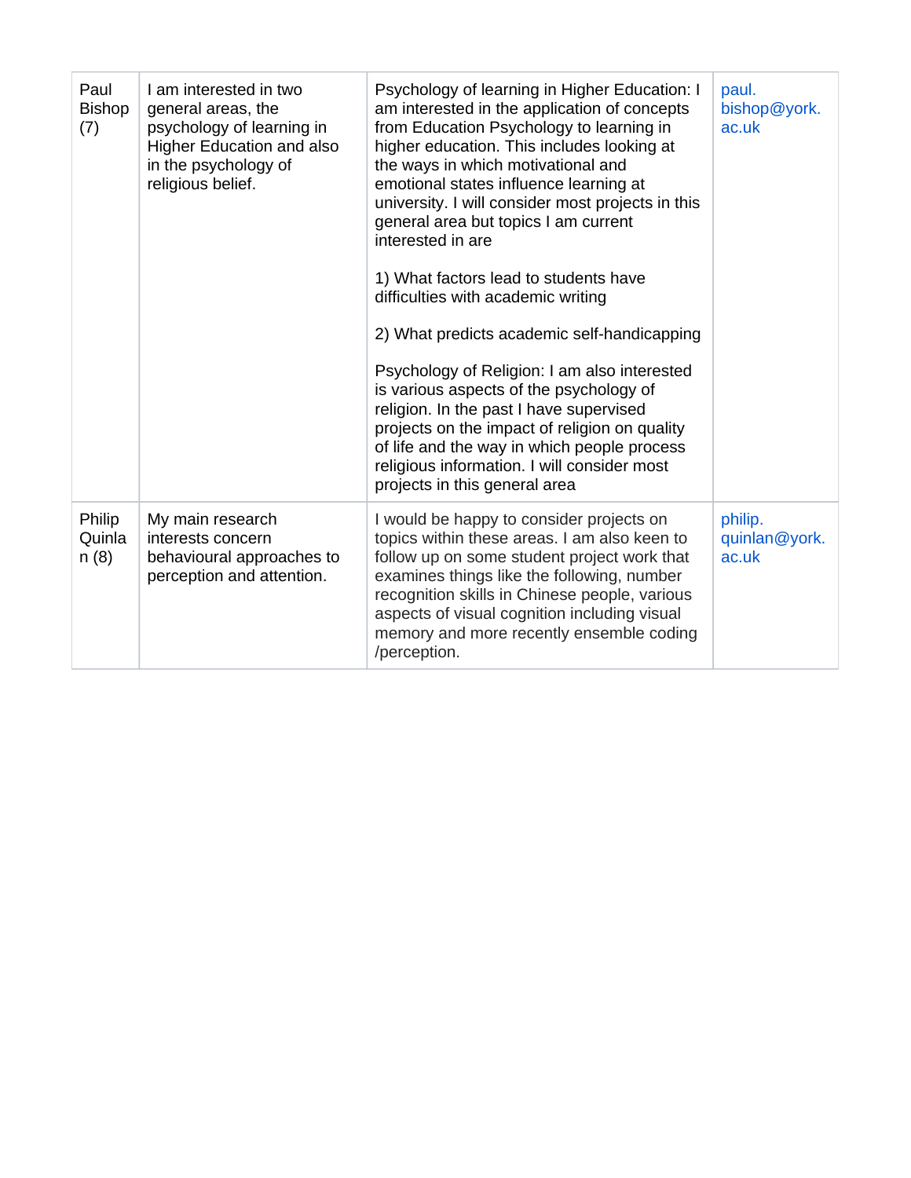| | | | |
|---|---|---|---|
| Paul Bishop (7) | I am interested in two general areas, the psychology of learning in Higher Education and also in the psychology of religious belief. | Psychology of learning in Higher Education: I am interested in the application of concepts from Education Psychology to learning in higher education. This includes looking at the ways in which motivational and emotional states influence learning at university. I will consider most projects in this general area but topics I am current interested in are<br><br>1) What factors lead to students have difficulties with academic writing<br><br>2) What predicts academic self-handicapping<br><br>Psychology of Religion: I am also interested is various aspects of the psychology of religion. In the past I have supervised projects on the impact of religion on quality of life and the way in which people process religious information. I will consider most projects in this general area | paul.bishop@york.ac.uk |
| Philip Quinlan (8) | My main research interests concern behavioural approaches to perception and attention. | I would be happy to consider projects on topics within these areas. I am also keen to follow up on some student project work that examines things like the following, number recognition skills in Chinese people, various aspects of visual cognition including visual memory and more recently ensemble coding /perception. | philip.quinlan@york.ac.uk |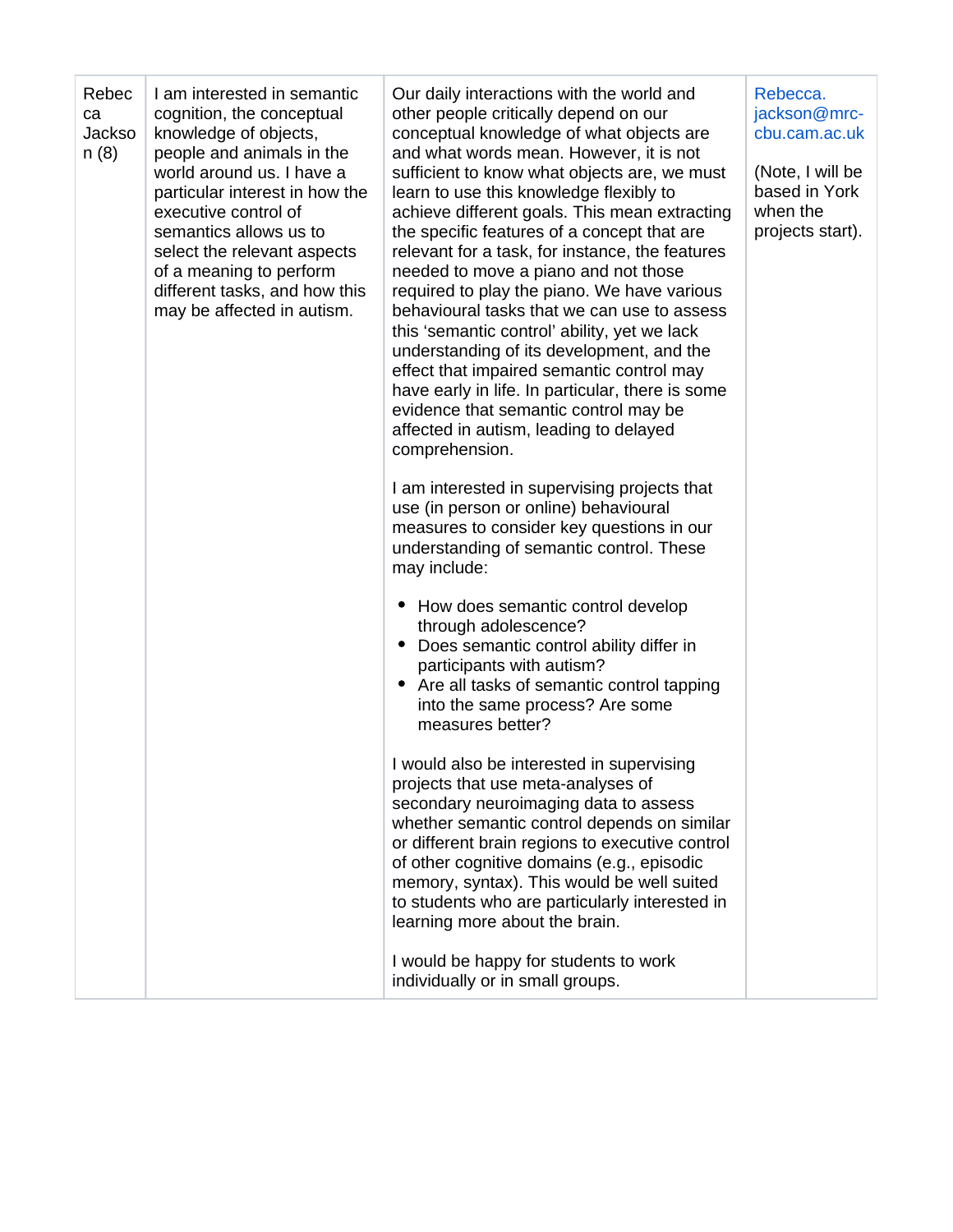| Rebecca Jackson (8) | I am interested in semantic cognition, the conceptual knowledge of objects, people and animals in the world around us. I have a particular interest in how the executive control of semantics allows us to select the relevant aspects of a meaning to perform different tasks, and how this may be affected in autism. | Our daily interactions with the world and other people critically depend on our conceptual knowledge of what objects are and what words mean. However, it is not sufficient to know what objects are, we must learn to use this knowledge flexibly to achieve different goals. This mean extracting the specific features of a concept that are relevant for a task, for instance, the features needed to move a piano and not those required to play the piano. We have various behavioural tasks that we can use to assess this 'semantic control' ability, yet we lack understanding of its development, and the effect that impaired semantic control may have early in life. In particular, there is some evidence that semantic control may be affected in autism, leading to delayed comprehension.<br><br>I am interested in supervising projects that use (in person or online) behavioural measures to consider key questions in our understanding of semantic control. These may include:<br><br>• How does semantic control develop through adolescence?<br>• Does semantic control ability differ in participants with autism?<br>• Are all tasks of semantic control tapping into the same process? Are some measures better?<br><br>I would also be interested in supervising projects that use meta-analyses of secondary neuroimaging data to assess whether semantic control depends on similar or different brain regions to executive control of other cognitive domains (e.g., episodic memory, syntax). This would be well suited to students who are particularly interested in learning more about the brain.<br><br>I would be happy for students to work individually or in small groups. | Rebecca.jackson@mrc-cbu.cam.ac.uk<br><br>(Note, I will be based in York when the projects start). |
|---|---|---|---|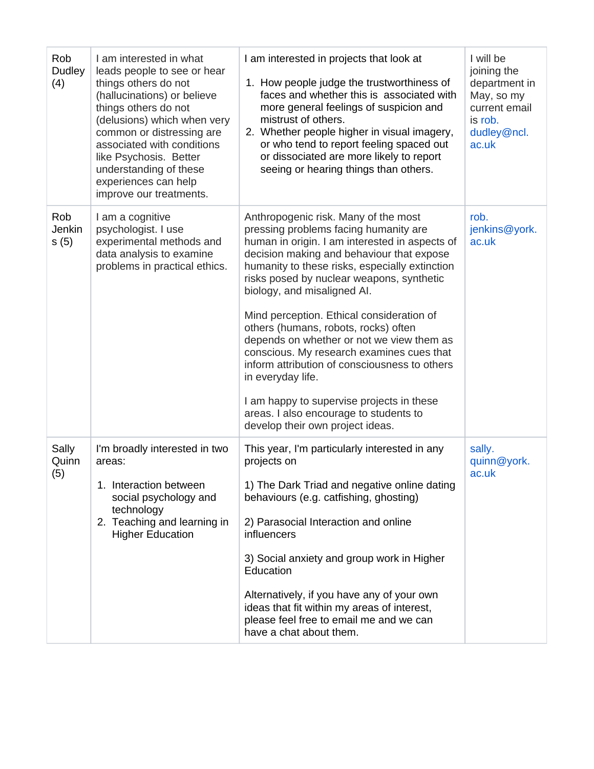| | | | |
|---|---|---|---|
| Rob Dudley (4) | I am interested in what leads people to see or hear things others do not (hallucinations) or believe things others do not (delusions) which when very common or distressing are associated with conditions like Psychosis. Better understanding of these experiences can help improve our treatments. | I am interested in projects that look at<br><br>1. How people judge the trustworthiness of faces and whether this is associated with more general feelings of suspicion and mistrust of others.<br>2. Whether people higher in visual imagery, or who tend to report feeling spaced out or dissociated are more likely to report seeing or hearing things than others. | I will be joining the department in May, so my current email is rob.dudley@ncl.ac.uk |
| Rob Jenkins (5) | I am a cognitive psychologist. I use experimental methods and data analysis to examine problems in practical ethics. | Anthropogenic risk. Many of the most pressing problems facing humanity are human in origin. I am interested in aspects of decision making and behaviour that expose humanity to these risks, especially extinction risks posed by nuclear weapons, synthetic biology, and misaligned AI.<br><br>Mind perception. Ethical consideration of others (humans, robots, rocks) often depends on whether or not we view them as conscious. My research examines cues that inform attribution of consciousness to others in everyday life.<br><br>I am happy to supervise projects in these areas. I also encourage to students to develop their own project ideas. | rob.jenkins@york.ac.uk |
| Sally Quinn (5) | I'm broadly interested in two areas:<br><br>1. Interaction between social psychology and technology<br>2. Teaching and learning in Higher Education | This year, I'm particularly interested in any projects on<br><br>1) The Dark Triad and negative online dating behaviours (e.g. catfishing, ghosting)<br><br>2) Parasocial Interaction and online influencers<br><br>3) Social anxiety and group work in Higher Education<br><br>Alternatively, if you have any of your own ideas that fit within my areas of interest, please feel free to email me and we can have a chat about them. | sally.quinn@york.ac.uk |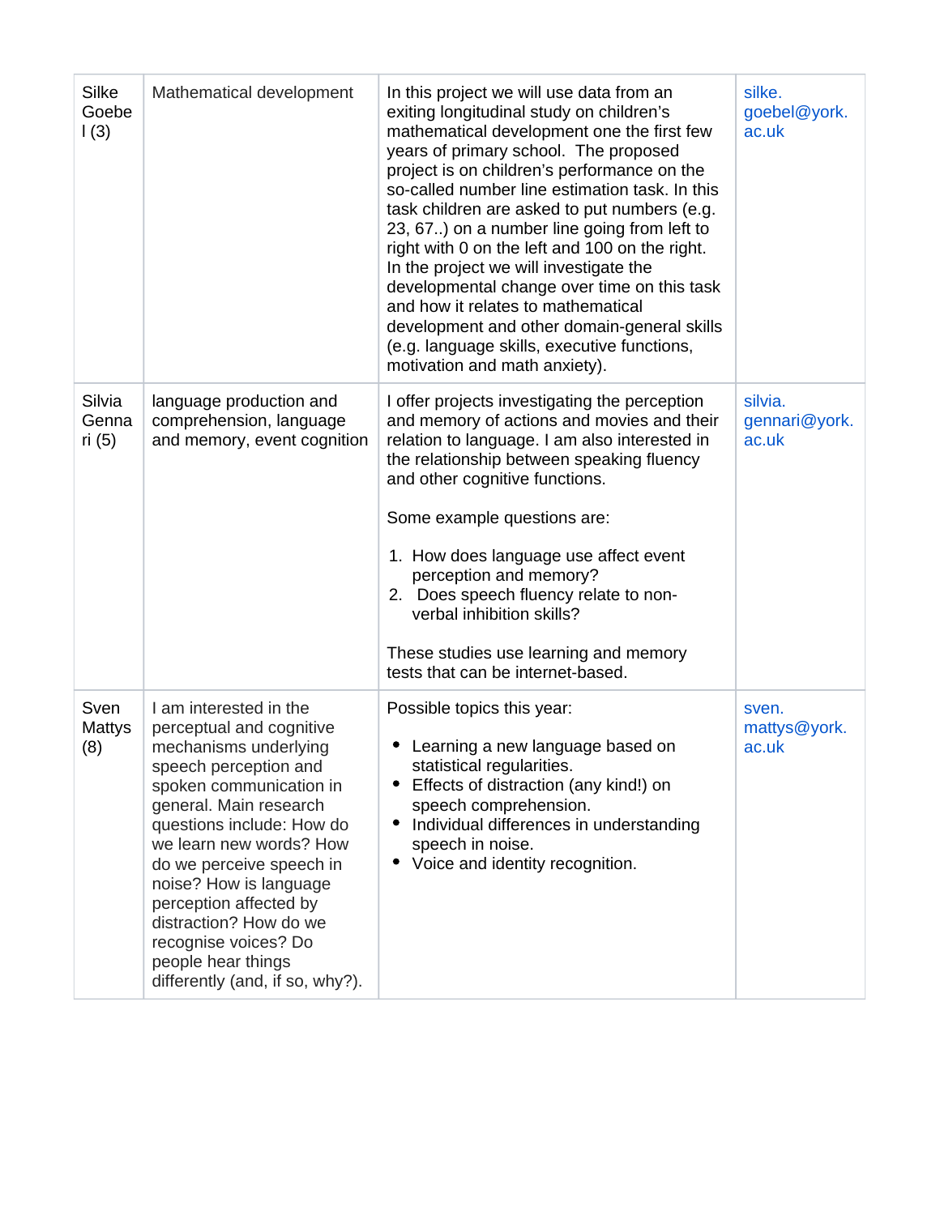| Silke Goebel (3) | Mathematical development | In this project we will use data from an exiting longitudinal study on children's mathematical development one the first few years of primary school. The proposed project is on children's performance on the so-called number line estimation task. In this task children are asked to put numbers (e.g. 23, 67..) on a number line going from left to right with 0 on the left and 100 on the right. In the project we will investigate the developmental change over time on this task and how it relates to mathematical development and other domain-general skills (e.g. language skills, executive functions, motivation and math anxiety). | silke.goebel@york.ac.uk |
|---|---|---|---|
| Silvia Gennari (5) | language production and comprehension, language and memory, event cognition | I offer projects investigating the perception and memory of actions and movies and their relation to language. I am also interested in the relationship between speaking fluency and other cognitive functions.<br><br>Some example questions are:<br><br>1. How does language use affect event perception and memory?<br>2. Does speech fluency relate to non-verbal inhibition skills?<br><br>These studies use learning and memory tests that can be internet-based. | silvia.gennari@york.ac.uk |
| Sven Mattys (8) | I am interested in the perceptual and cognitive mechanisms underlying speech perception and spoken communication in general. Main research questions include: How do we learn new words? How do we perceive speech in noise? How is language perception affected by distraction? How do we recognise voices? Do people hear things differently (and, if so, why?). | Possible topics this year:<br><br>• Learning a new language based on statistical regularities.<br>• Effects of distraction (any kind!) on speech comprehension.<br>• Individual differences in understanding speech in noise.<br>• Voice and identity recognition. | sven.mattys@york.ac.uk |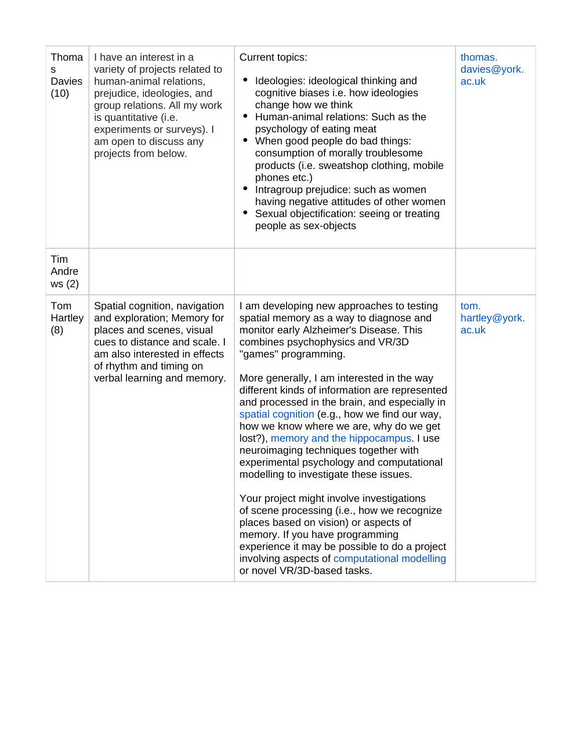| | | | |
|---|---|---|---|
| Thomas Davies (10) | I have an interest in a variety of projects related to human-animal relations, prejudice, ideologies, and group relations. All my work is quantitative (i.e. experiments or surveys). I am open to discuss any projects from below. | Current topics:<br><br>• Ideologies: ideological thinking and cognitive biases i.e. how ideologies change how we think<br>• Human-animal relations: Such as the psychology of eating meat<br>• When good people do bad things: consumption of morally troublesome products (i.e. sweatshop clothing, mobile phones etc.)<br>• Intragroup prejudice: such as women having negative attitudes of other women<br>• Sexual objectification: seeing or treating people as sex-objects | thomas.davies@york.ac.uk |
| Tim Andrews (2) | | | |
| Tom Hartley (8) | Spatial cognition, navigation and exploration; Memory for places and scenes, visual cues to distance and scale. I am also interested in effects of rhythm and timing on verbal learning and memory. | I am developing new approaches to testing spatial memory as a way to diagnose and monitor early Alzheimer's Disease. This combines psychophysics and VR/3D "games" programming.<br><br>More generally, I am interested in the way different kinds of information are represented and processed in the brain, and especially in spatial cognition (e.g., how we find our way, how we know where we are, why do we get lost?), memory and the hippocampus. I use neuroimaging techniques together with experimental psychology and computational modelling to investigate these issues.<br><br>Your project might involve investigations of scene processing (i.e., how we recognize places based on vision) or aspects of memory. If you have programming experience it may be possible to do a project involving aspects of computational modelling or novel VR/3D-based tasks. | tom.hartley@york.ac.uk |